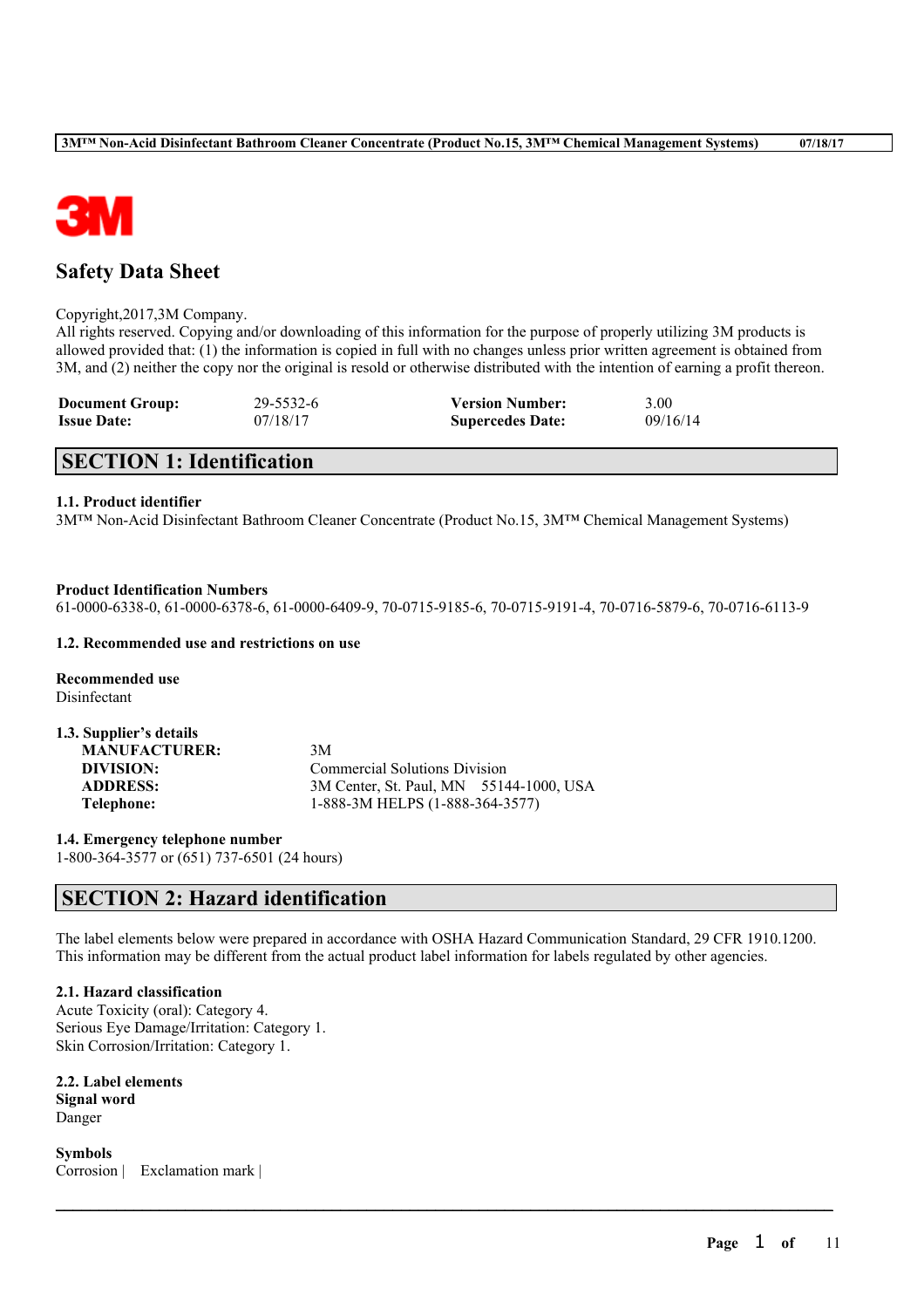# Safety Data Sheet

Copyright,2017,3M Company.
All rights reserved. Copying and/or downloading of this information for the purpose of properly utilizing 3M products is allowed provided that: (1) the information is copied in full with no changes unless prior written agreement is obtained from 3M, and (2) neither the copy nor the original is resold or otherwise distributed with the intention of earning a profit thereon.

| | | | |
|---|---|---|---|
| **Document Group:** | 29-5532-6 | **Version Number:** | 3.00 |
| **Issue Date:** | 07/18/17 | **Supercedes Date:** | 09/16/14 |

## SECTION 1: Identification

### 1.1. Product identifier

3M™ Non-Acid Disinfectant Bathroom Cleaner Concentrate (Product No.15, 3M™ Chemical Management Systems)

**Product Identification Numbers**

61-0000-6338-0, 61-0000-6378-6, 61-0000-6409-9, 70-0715-9185-6, 70-0715-9191-4, 70-0716-5879-6, 70-0716-6113-9

### 1.2. Recommended use and restrictions on use

**Recommended use**

Disinfectant

### 1.3. Supplier's details

| | |
|---|---|
| **MANUFACTURER:** | 3M |
| **DIVISION:** | Commercial Solutions Division |
| **ADDRESS:** | 3M Center, St. Paul, MN 55144-1000, USA |
| **Telephone:** | 1-888-3M HELPS (1-888-364-3577) |

### 1.4. Emergency telephone number

1-800-364-3577 or (651) 737-6501 (24 hours)

## SECTION 2: Hazard identification

The label elements below were prepared in accordance with OSHA Hazard Communication Standard, 29 CFR 1910.1200. This information may be different from the actual product label information for labels regulated by other agencies.

### 2.1. Hazard classification

Acute Toxicity (oral): Category 4.
Serious Eye Damage/Irritation: Category 1.
Skin Corrosion/Irritation: Category 1.

### 2.2. Label elements

**Signal word**

Danger

**Symbols**

Corrosion | Exclamation mark |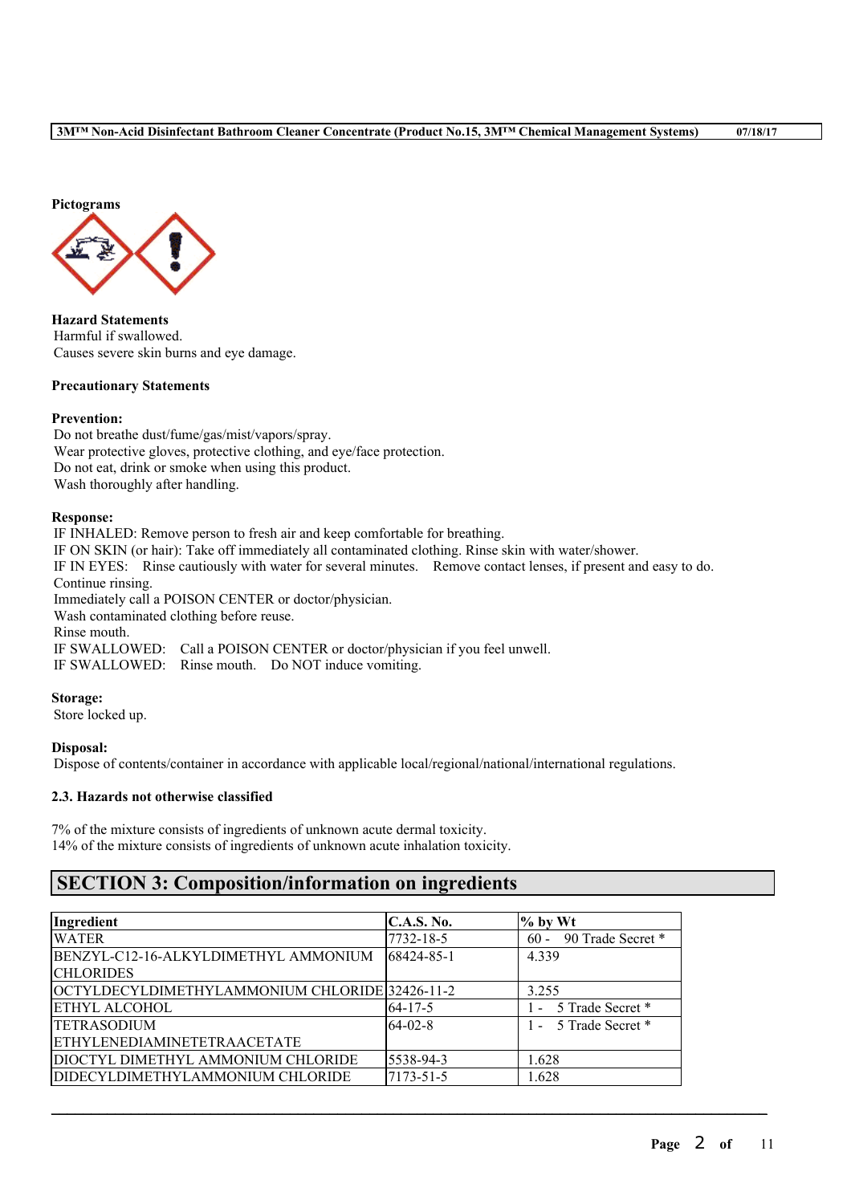**Pictograms**

**Hazard Statements**
Harmful if swallowed.
Causes severe skin burns and eye damage.

**Precautionary Statements**

**Prevention:**
Do not breathe dust/fume/gas/mist/vapors/spray.
Wear protective gloves, protective clothing, and eye/face protection.
Do not eat, drink or smoke when using this product.
Wash thoroughly after handling.

**Response:**
IF INHALED: Remove person to fresh air and keep comfortable for breathing.
IF ON SKIN (or hair): Take off immediately all contaminated clothing. Rinse skin with water/shower.
IF IN EYES: Rinse cautiously with water for several minutes. Remove contact lenses, if present and easy to do. Continue rinsing.
Immediately call a POISON CENTER or doctor/physician.
Wash contaminated clothing before reuse.
Rinse mouth.
IF SWALLOWED: Call a POISON CENTER or doctor/physician if you feel unwell.
IF SWALLOWED: Rinse mouth. Do NOT induce vomiting.

**Storage:**
Store locked up.

**Disposal:**
Dispose of contents/container in accordance with applicable local/regional/national/international regulations.

**2.3. Hazards not otherwise classified**

7% of the mixture consists of ingredients of unknown acute dermal toxicity.
14% of the mixture consists of ingredients of unknown acute inhalation toxicity.

## SECTION 3: Composition/information on ingredients

| Ingredient | C.A.S. No. | % by Wt |
|---|---|---|
| WATER | 7732-18-5 | 60 - 90 Trade Secret * |
| BENZYL-C12-16-ALKYLDIMETHYL AMMONIUM CHLORIDES | 68424-85-1 | 4.339 |
| OCTYLDECYLDIMETHYLAMMONIUM CHLORIDE | 32426-11-2 | 3.255 |
| ETHYL ALCOHOL | 64-17-5 | 1 - 5 Trade Secret * |
| TETRASODIUM ETHYLENEDIAMINETETRAACETATE | 64-02-8 | 1 - 5 Trade Secret * |
| DIOCTYL DIMETHYL AMMONIUM CHLORIDE | 5538-94-3 | 1.628 |
| DIDECYLDIMETHYLAMMONIUM CHLORIDE | 7173-51-5 | 1.628 |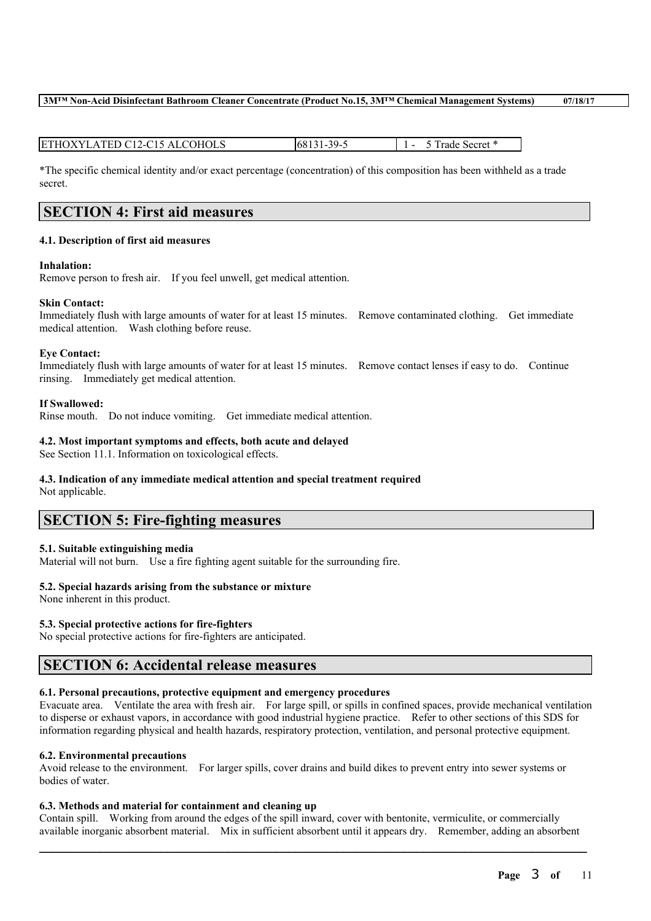| | | | |
|---|---|---|---|
| ETHOXYLATED C12-C15 ALCOHOLS | 68131-39-5 | 1 - 5 | Trade Secret * |

*The specific chemical identity and/or exact percentage (concentration) of this composition has been withheld as a trade secret.

## SECTION 4: First aid measures

### 4.1. Description of first aid measures

**Inhalation:**
Remove person to fresh air. If you feel unwell, get medical attention.

**Skin Contact:**
Immediately flush with large amounts of water for at least 15 minutes. Remove contaminated clothing. Get immediate medical attention. Wash clothing before reuse.

**Eye Contact:**
Immediately flush with large amounts of water for at least 15 minutes. Remove contact lenses if easy to do. Continue rinsing. Immediately get medical attention.

**If Swallowed:**
Rinse mouth. Do not induce vomiting. Get immediate medical attention.

### 4.2. Most important symptoms and effects, both acute and delayed
See Section 11.1. Information on toxicological effects.

### 4.3. Indication of any immediate medical attention and special treatment required
Not applicable.

## SECTION 5: Fire-fighting measures

### 5.1. Suitable extinguishing media
Material will not burn. Use a fire fighting agent suitable for the surrounding fire.

### 5.2. Special hazards arising from the substance or mixture
None inherent in this product.

### 5.3. Special protective actions for fire-fighters
No special protective actions for fire-fighters are anticipated.

## SECTION 6: Accidental release measures

### 6.1. Personal precautions, protective equipment and emergency procedures
Evacuate area. Ventilate the area with fresh air. For large spill, or spills in confined spaces, provide mechanical ventilation to disperse or exhaust vapors, in accordance with good industrial hygiene practice. Refer to other sections of this SDS for information regarding physical and health hazards, respiratory protection, ventilation, and personal protective equipment.

### 6.2. Environmental precautions
Avoid release to the environment. For larger spills, cover drains and build dikes to prevent entry into sewer systems or bodies of water.

### 6.3. Methods and material for containment and cleaning up
Contain spill. Working from around the edges of the spill inward, cover with bentonite, vermiculite, or commercially available inorganic absorbent material. Mix in sufficient absorbent until it appears dry. Remember, adding an absorbent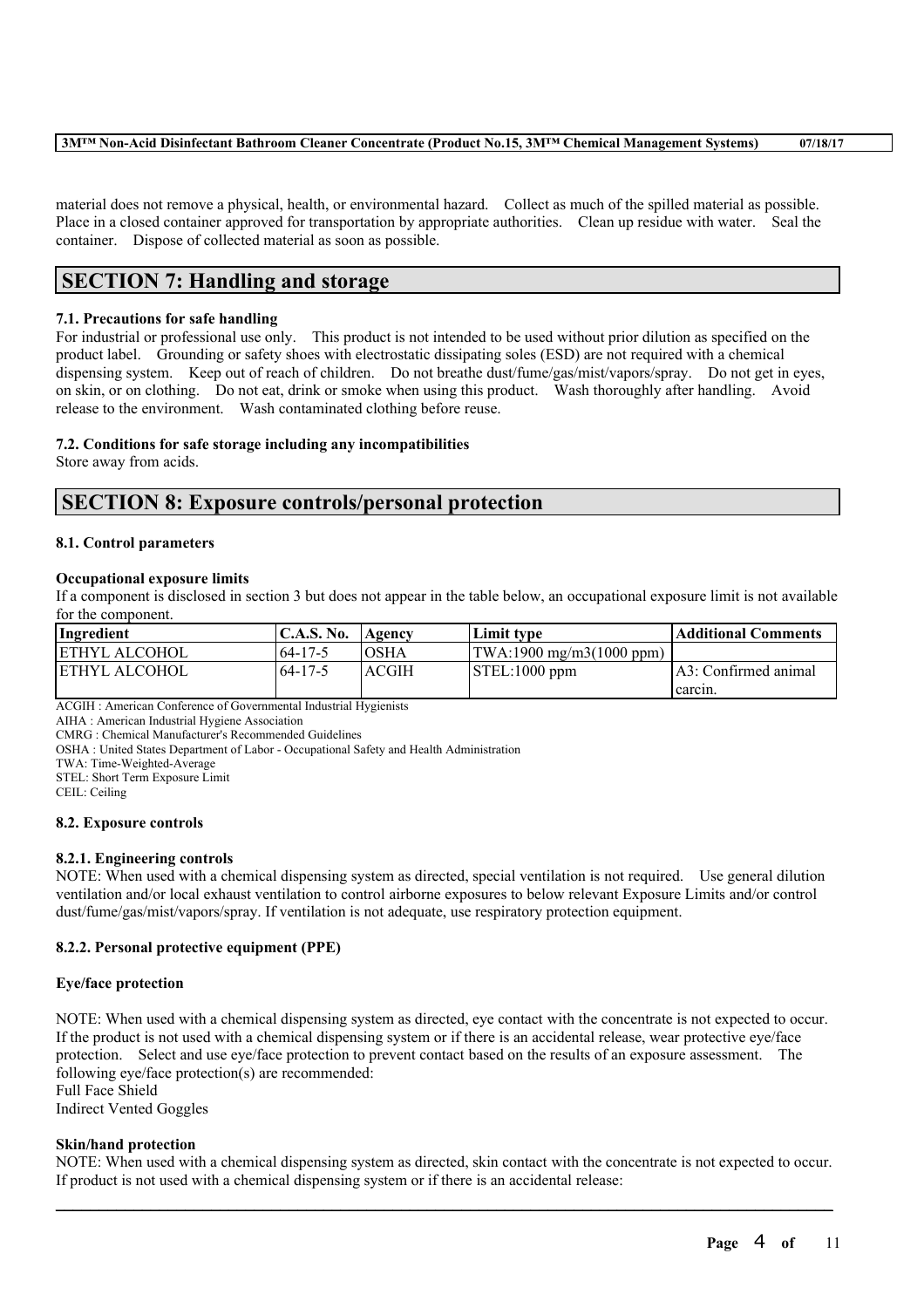material does not remove a physical, health, or environmental hazard. Collect as much of the spilled material as possible. Place in a closed container approved for transportation by appropriate authorities. Clean up residue with water. Seal the container. Dispose of collected material as soon as possible.

## SECTION 7: Handling and storage

### 7.1. Precautions for safe handling

For industrial or professional use only. This product is not intended to be used without prior dilution as specified on the product label. Grounding or safety shoes with electrostatic dissipating soles (ESD) are not required with a chemical dispensing system. Keep out of reach of children. Do not breathe dust/fume/gas/mist/vapors/spray. Do not get in eyes, on skin, or on clothing. Do not eat, drink or smoke when using this product. Wash thoroughly after handling. Avoid release to the environment. Wash contaminated clothing before reuse.

### 7.2. Conditions for safe storage including any incompatibilities

Store away from acids.

## SECTION 8: Exposure controls/personal protection

### 8.1. Control parameters

**Occupational exposure limits**

If a component is disclosed in section 3 but does not appear in the table below, an occupational exposure limit is not available for the component.

| Ingredient | C.A.S. No. | Agency | Limit type | Additional Comments |
|---|---|---|---|---|
| ETHYL ALCOHOL | 64-17-5 | OSHA | TWA:1900 mg/m3(1000 ppm) | |
| ETHYL ALCOHOL | 64-17-5 | ACGIH | STEL:1000 ppm | A3: Confirmed animal carcin. |

ACGIH : American Conference of Governmental Industrial Hygienists
AIHA : American Industrial Hygiene Association
CMRG : Chemical Manufacturer's Recommended Guidelines
OSHA : United States Department of Labor - Occupational Safety and Health Administration
TWA: Time-Weighted-Average
STEL: Short Term Exposure Limit
CEIL: Ceiling

### 8.2. Exposure controls

#### 8.2.1. Engineering controls

NOTE: When used with a chemical dispensing system as directed, special ventilation is not required. Use general dilution ventilation and/or local exhaust ventilation to control airborne exposures to below relevant Exposure Limits and/or control dust/fume/gas/mist/vapors/spray. If ventilation is not adequate, use respiratory protection equipment.

#### 8.2.2. Personal protective equipment (PPE)

**Eye/face protection**

NOTE: When used with a chemical dispensing system as directed, eye contact with the concentrate is not expected to occur. If the product is not used with a chemical dispensing system or if there is an accidental release, wear protective eye/face protection. Select and use eye/face protection to prevent contact based on the results of an exposure assessment. The following eye/face protection(s) are recommended:
Full Face Shield
Indirect Vented Goggles

**Skin/hand protection**

NOTE: When used with a chemical dispensing system as directed, skin contact with the concentrate is not expected to occur. If product is not used with a chemical dispensing system or if there is an accidental release: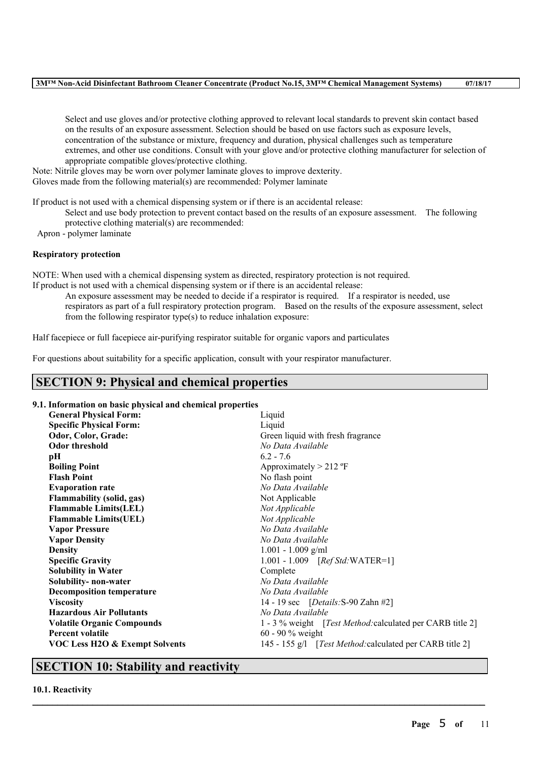Select and use gloves and/or protective clothing approved to relevant local standards to prevent skin contact based on the results of an exposure assessment. Selection should be based on use factors such as exposure levels, concentration of the substance or mixture, frequency and duration, physical challenges such as temperature extremes, and other use conditions. Consult with your glove and/or protective clothing manufacturer for selection of appropriate compatible gloves/protective clothing.

Note: Nitrile gloves may be worn over polymer laminate gloves to improve dexterity.
Gloves made from the following material(s) are recommended: Polymer laminate

If product is not used with a chemical dispensing system or if there is an accidental release:

Select and use body protection to prevent contact based on the results of an exposure assessment. The following protective clothing material(s) are recommended:

Apron - polymer laminate

**Respiratory protection**

NOTE: When used with a chemical dispensing system as directed, respiratory protection is not required.
If product is not used with a chemical dispensing system or if there is an accidental release:

An exposure assessment may be needed to decide if a respirator is required. If a respirator is needed, use respirators as part of a full respiratory protection program. Based on the results of the exposure assessment, select from the following respirator type(s) to reduce inhalation exposure:

Half facepiece or full facepiece air-purifying respirator suitable for organic vapors and particulates

For questions about suitability for a specific application, consult with your respirator manufacturer.

## SECTION 9: Physical and chemical properties

**9.1. Information on basic physical and chemical properties**

| | |
|---|---|
| **General Physical Form:** | Liquid |
| **Specific Physical Form:** | Liquid |
| **Odor, Color, Grade:** | Green liquid with fresh fragrance |
| **Odor threshold** | *No Data Available* |
| **pH** | 6.2 - 7.6 |
| **Boiling Point** | Approximately > 212 ºF |
| **Flash Point** | No flash point |
| **Evaporation rate** | *No Data Available* |
| **Flammability (solid, gas)** | Not Applicable |
| **Flammable Limits(LEL)** | *Not Applicable* |
| **Flammable Limits(UEL)** | *Not Applicable* |
| **Vapor Pressure** | *No Data Available* |
| **Vapor Density** | *No Data Available* |
| **Density** | 1.001 - 1.009 g/ml |
| **Specific Gravity** | 1.001 - 1.009 [*Ref Std:*WATER=1] |
| **Solubility in Water** | Complete |
| **Solubility- non-water** | *No Data Available* |
| **Decomposition temperature** | *No Data Available* |
| **Viscosity** | 14 - 19 sec [*Details:*S-90 Zahn #2] |
| **Hazardous Air Pollutants** | *No Data Available* |
| **Volatile Organic Compounds** | 1 - 3 % weight [*Test Method:*calculated per CARB title 2] |
| **Percent volatile** | 60 - 90 % weight |
| **VOC Less H2O & Exempt Solvents** | 145 - 155 g/l [*Test Method:*calculated per CARB title 2] |

## SECTION 10: Stability and reactivity

**10.1. Reactivity**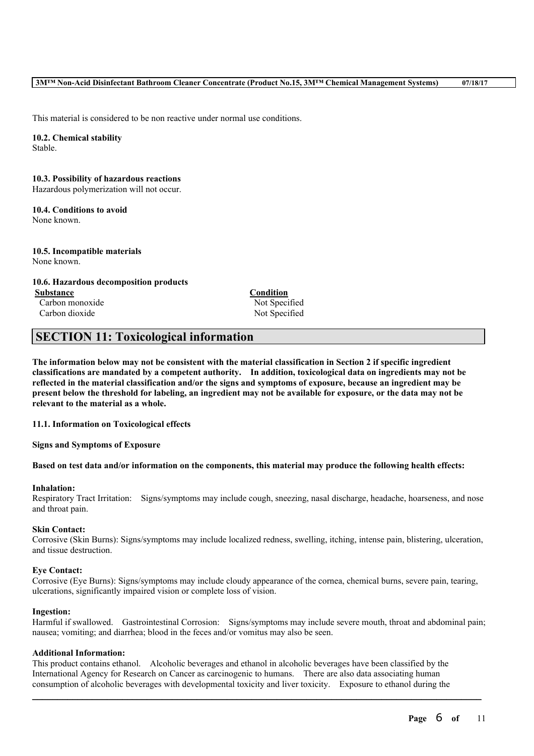This material is considered to be non reactive under normal use conditions.

**10.2. Chemical stability**

Stable.

**10.3. Possibility of hazardous reactions**

Hazardous polymerization will not occur.

**10.4. Conditions to avoid**

None known.

**10.5. Incompatible materials**

None known.

**10.6. Hazardous decomposition products**

| Substance | Condition |
|---|---|
| Carbon monoxide | Not Specified |
| Carbon dioxide | Not Specified |

## SECTION 11: Toxicological information

**The information below may not be consistent with the material classification in Section 2 if specific ingredient classifications are mandated by a competent authority. In addition, toxicological data on ingredients may not be reflected in the material classification and/or the signs and symptoms of exposure, because an ingredient may be present below the threshold for labeling, an ingredient may not be available for exposure, or the data may not be relevant to the material as a whole.**

**11.1. Information on Toxicological effects**

**Signs and Symptoms of Exposure**

**Based on test data and/or information on the components, this material may produce the following health effects:**

**Inhalation:**

Respiratory Tract Irritation: Signs/symptoms may include cough, sneezing, nasal discharge, headache, hoarseness, and nose and throat pain.

**Skin Contact:**

Corrosive (Skin Burns): Signs/symptoms may include localized redness, swelling, itching, intense pain, blistering, ulceration, and tissue destruction.

**Eye Contact:**

Corrosive (Eye Burns): Signs/symptoms may include cloudy appearance of the cornea, chemical burns, severe pain, tearing, ulcerations, significantly impaired vision or complete loss of vision.

**Ingestion:**

Harmful if swallowed. Gastrointestinal Corrosion: Signs/symptoms may include severe mouth, throat and abdominal pain; nausea; vomiting; and diarrhea; blood in the feces and/or vomitus may also be seen.

**Additional Information:**

This product contains ethanol. Alcoholic beverages and ethanol in alcoholic beverages have been classified by the International Agency for Research on Cancer as carcinogenic to humans. There are also data associating human consumption of alcoholic beverages with developmental toxicity and liver toxicity. Exposure to ethanol during the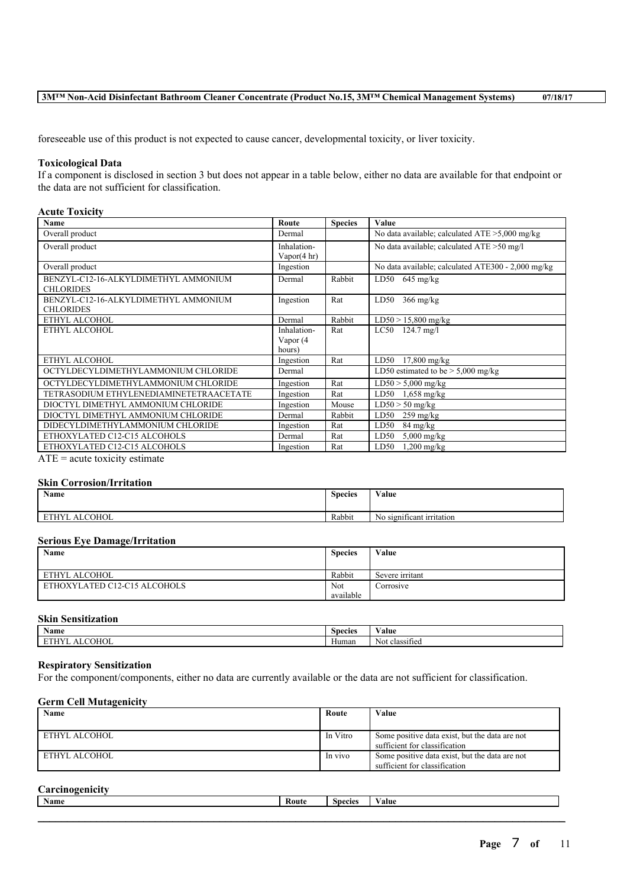foreseeable use of this product is not expected to cause cancer, developmental toxicity, or liver toxicity.

**Toxicological Data**

If a component is disclosed in section 3 but does not appear in a table below, either no data are available for that endpoint or the data are not sufficient for classification.

**Acute Toxicity**

| Name | Route | Species | Value |
|---|---|---|---|
| Overall product | Dermal | | No data available; calculated ATE >5,000 mg/kg |
| Overall product | Inhalation-Vapor(4 hr) | | No data available; calculated ATE >50 mg/l |
| Overall product | Ingestion | | No data available; calculated ATE300 - 2,000 mg/kg |
| BENZYL-C12-16-ALKYLDIMETHYL AMMONIUM CHLORIDES | Dermal | Rabbit | LD50 645 mg/kg |
| BENZYL-C12-16-ALKYLDIMETHYL AMMONIUM CHLORIDES | Ingestion | Rat | LD50 366 mg/kg |
| ETHYL ALCOHOL | Dermal | Rabbit | LD50 > 15,800 mg/kg |
| ETHYL ALCOHOL | Inhalation-Vapor (4 hours) | Rat | LC50 124.7 mg/l |
| ETHYL ALCOHOL | Ingestion | Rat | LD50 17,800 mg/kg |
| OCTYLDECYLDIMETHYLAMMONIUM CHLORIDE | Dermal | | LD50 estimated to be > 5,000 mg/kg |
| OCTYLDECYLDIMETHYLAMMONIUM CHLORIDE | Ingestion | Rat | LD50 > 5,000 mg/kg |
| TETRASODIUM ETHYLENEDIAMINETETRAACETATE | Ingestion | Rat | LD50 1,658 mg/kg |
| DIOCTYL DIMETHYL AMMONIUM CHLORIDE | Ingestion | Mouse | LD50 > 50 mg/kg |
| DIOCTYL DIMETHYL AMMONIUM CHLORIDE | Dermal | Rabbit | LD50 259 mg/kg |
| DIDECYLDIMETHYLAMMONIUM CHLORIDE | Ingestion | Rat | LD50 84 mg/kg |
| ETHOXYLATED C12-C15 ALCOHOLS | Dermal | Rat | LD50 5,000 mg/kg |
| ETHOXYLATED C12-C15 ALCOHOLS | Ingestion | Rat | LD50 1,200 mg/kg |

ATE = acute toxicity estimate

**Skin Corrosion/Irritation**

| Name | Species | Value |
|---|---|---|
| ETHYL ALCOHOL | Rabbit | No significant irritation |

**Serious Eye Damage/Irritation**

| Name | Species | Value |
|---|---|---|
| ETHYL ALCOHOL | Rabbit | Severe irritant |
| ETHOXYLATED C12-C15 ALCOHOLS | Not available | Corrosive |

**Skin Sensitization**

| Name | Species | Value |
|---|---|---|
| ETHYL ALCOHOL | Human | Not classified |

**Respiratory Sensitization**

For the component/components, either no data are currently available or the data are not sufficient for classification.

**Germ Cell Mutagenicity**

| Name | Route | Value |
|---|---|---|
| ETHYL ALCOHOL | In Vitro | Some positive data exist, but the data are not sufficient for classification |
| ETHYL ALCOHOL | In vivo | Some positive data exist, but the data are not sufficient for classification |

**Carcinogenicity**

| Name | Route | Species | Value |
|---|---|---|---|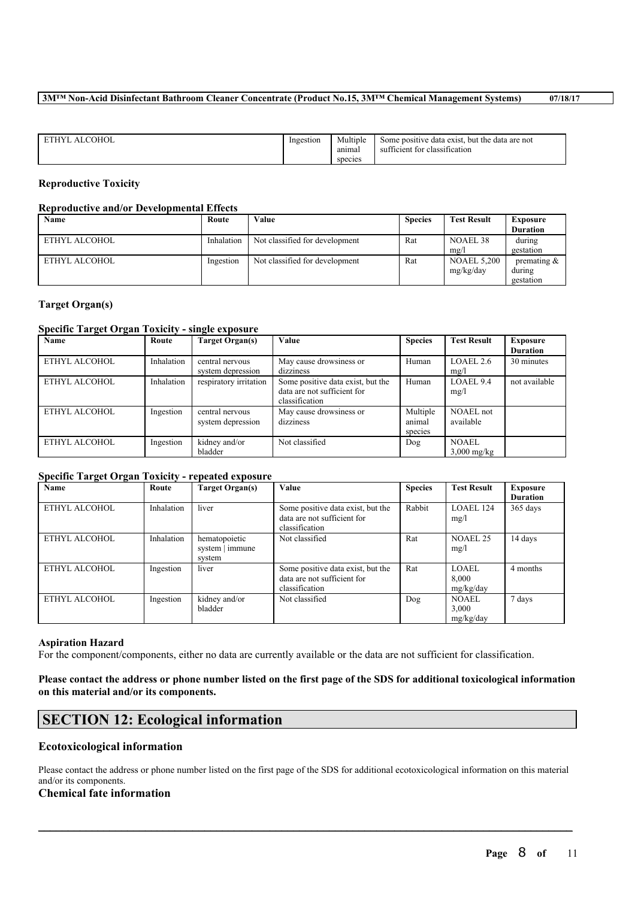| | | | |
|---|---|---|---|
| ETHYL ALCOHOL | Ingestion | Multiple animal species | Some positive data exist, but the data are not sufficient for classification |

### Reproductive Toxicity

#### Reproductive and/or Developmental Effects

| Name | Route | Value | Species | Test Result | Exposure Duration |
|---|---|---|---|---|---|
| ETHYL ALCOHOL | Inhalation | Not classified for development | Rat | NOAEL 38 mg/l | during gestation |
| ETHYL ALCOHOL | Ingestion | Not classified for development | Rat | NOAEL 5,200 mg/kg/day | premating & during gestation |

### Target Organ(s)

#### Specific Target Organ Toxicity - single exposure

| Name | Route | Target Organ(s) | Value | Species | Test Result | Exposure Duration |
|---|---|---|---|---|---|---|
| ETHYL ALCOHOL | Inhalation | central nervous system depression | May cause drowsiness or dizziness | Human | LOAEL 2.6 mg/l | 30 minutes |
| ETHYL ALCOHOL | Inhalation | respiratory irritation | Some positive data exist, but the data are not sufficient for classification | Human | LOAEL 9.4 mg/l | not available |
| ETHYL ALCOHOL | Ingestion | central nervous system depression | May cause drowsiness or dizziness | Multiple animal species | NOAEL not available | |
| ETHYL ALCOHOL | Ingestion | kidney and/or bladder | Not classified | Dog | NOAEL 3,000 mg/kg | |

#### Specific Target Organ Toxicity - repeated exposure

| Name | Route | Target Organ(s) | Value | Species | Test Result | Exposure Duration |
|---|---|---|---|---|---|---|
| ETHYL ALCOHOL | Inhalation | liver | Some positive data exist, but the data are not sufficient for classification | Rabbit | LOAEL 124 mg/l | 365 days |
| ETHYL ALCOHOL | Inhalation | hematopoietic system \| immune system | Not classified | Rat | NOAEL 25 mg/l | 14 days |
| ETHYL ALCOHOL | Ingestion | liver | Some positive data exist, but the data are not sufficient for classification | Rat | LOAEL 8,000 mg/kg/day | 4 months |
| ETHYL ALCOHOL | Ingestion | kidney and/or bladder | Not classified | Dog | NOAEL 3,000 mg/kg/day | 7 days |

### Aspiration Hazard

For the component/components, either no data are currently available or the data are not sufficient for classification.

**Please contact the address or phone number listed on the first page of the SDS for additional toxicological information on this material and/or its components.**

## SECTION 12: Ecological information

### Ecotoxicological information

Please contact the address or phone number listed on the first page of the SDS for additional ecotoxicological information on this material and/or its components.

### Chemical fate information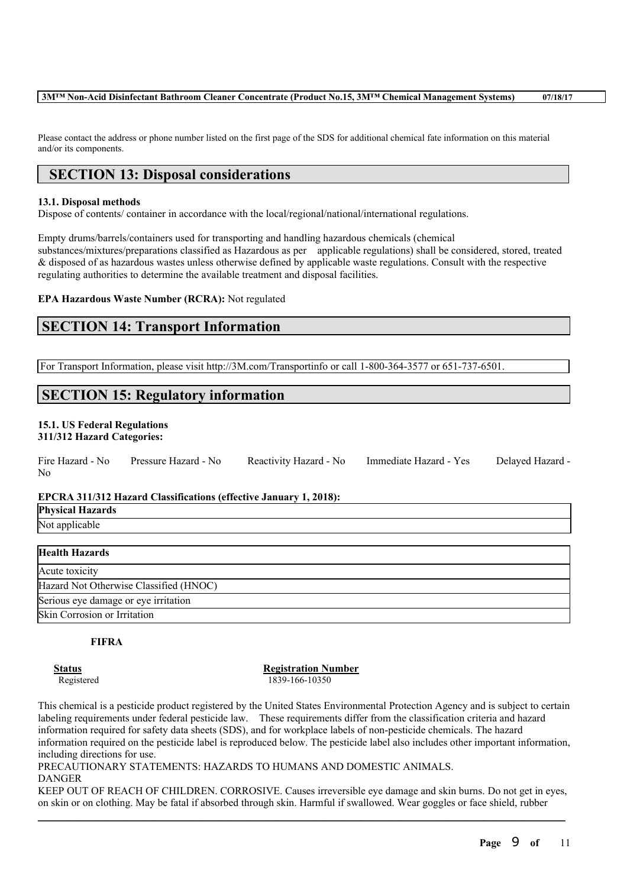Please contact the address or phone number listed on the first page of the SDS for additional chemical fate information on this material and/or its components.

## SECTION 13: Disposal considerations

**13.1. Disposal methods**
Dispose of contents/ container in accordance with the local/regional/national/international regulations.

Empty drums/barrels/containers used for transporting and handling hazardous chemicals (chemical substances/mixtures/preparations classified as Hazardous as per applicable regulations) shall be considered, stored, treated & disposed of as hazardous wastes unless otherwise defined by applicable waste regulations. Consult with the respective regulating authorities to determine the available treatment and disposal facilities.

**EPA Hazardous Waste Number (RCRA):** Not regulated

## SECTION 14: Transport Information

For Transport Information, please visit http://3M.com/Transportinfo or call 1-800-364-3577 or 651-737-6501.

## SECTION 15: Regulatory information

**15.1. US Federal Regulations**
**311/312 Hazard Categories:**

Fire Hazard - No Pressure Hazard - No Reactivity Hazard - No Immediate Hazard - Yes Delayed Hazard - No

**EPCRA 311/312 Hazard Classifications (effective January 1, 2018):**

| **Physical Hazards** |
|---|
| Not applicable |

| **Health Hazards** |
|---|
| Acute toxicity |
| Hazard Not Otherwise Classified (HNOC) |
| Serious eye damage or eye irritation |
| Skin Corrosion or Irritation |

**FIFRA**

| **Status** | **Registration Number** |
|---|---|
| Registered | 1839-166-10350 |

This chemical is a pesticide product registered by the United States Environmental Protection Agency and is subject to certain labeling requirements under federal pesticide law. These requirements differ from the classification criteria and hazard information required for safety data sheets (SDS), and for workplace labels of non-pesticide chemicals. The hazard information required on the pesticide label is reproduced below. The pesticide label also includes other important information, including directions for use.
PRECAUTIONARY STATEMENTS: HAZARDS TO HUMANS AND DOMESTIC ANIMALS.
DANGER
KEEP OUT OF REACH OF CHILDREN. CORROSIVE. Causes irreversible eye damage and skin burns. Do not get in eyes, on skin or on clothing. May be fatal if absorbed through skin. Harmful if swallowed. Wear goggles or face shield, rubber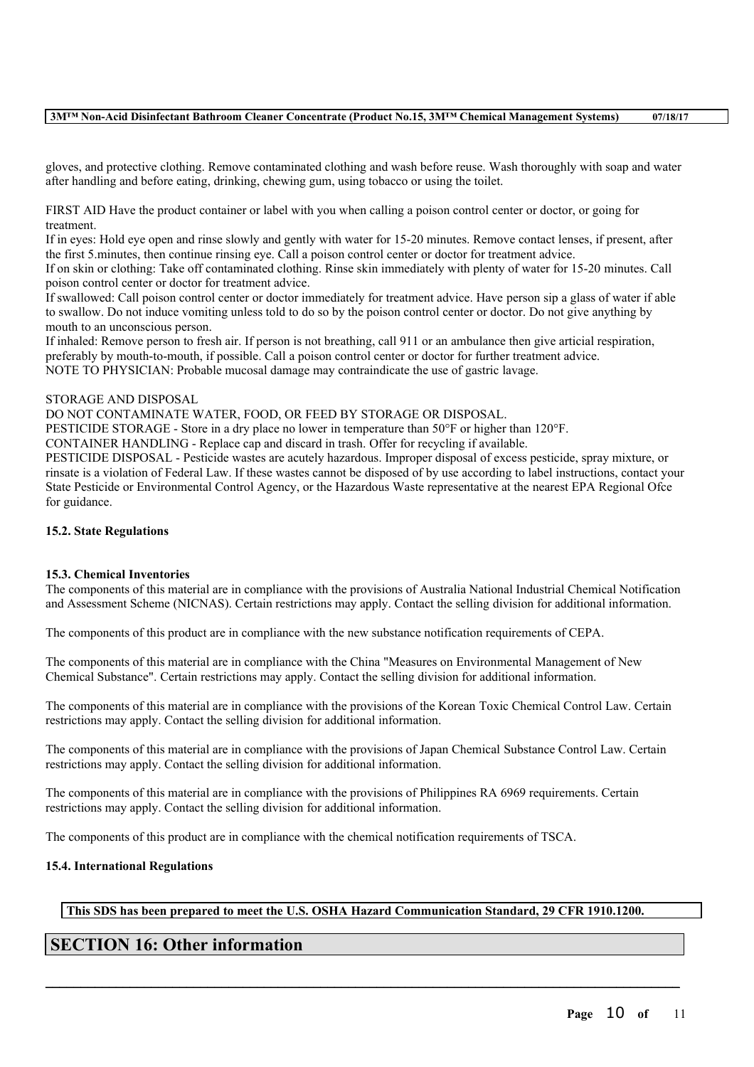gloves, and protective clothing. Remove contaminated clothing and wash before reuse. Wash thoroughly with soap and water after handling and before eating, drinking, chewing gum, using tobacco or using the toilet.

FIRST AID Have the product container or label with you when calling a poison control center or doctor, or going for treatment.
If in eyes: Hold eye open and rinse slowly and gently with water for 15-20 minutes. Remove contact lenses, if present, after the first 5.minutes, then continue rinsing eye. Call a poison control center or doctor for treatment advice.
If on skin or clothing: Take off contaminated clothing. Rinse skin immediately with plenty of water for 15-20 minutes. Call poison control center or doctor for treatment advice.
If swallowed: Call poison control center or doctor immediately for treatment advice. Have person sip a glass of water if able to swallow. Do not induce vomiting unless told to do so by the poison control center or doctor. Do not give anything by mouth to an unconscious person.
If inhaled: Remove person to fresh air. If person is not breathing, call 911 or an ambulance then give articial respiration, preferably by mouth-to-mouth, if possible. Call a poison control center or doctor for further treatment advice.
NOTE TO PHYSICIAN: Probable mucosal damage may contraindicate the use of gastric lavage.

STORAGE AND DISPOSAL
DO NOT CONTAMINATE WATER, FOOD, OR FEED BY STORAGE OR DISPOSAL.
PESTICIDE STORAGE - Store in a dry place no lower in temperature than 50°F or higher than 120°F.
CONTAINER HANDLING - Replace cap and discard in trash. Offer for recycling if available.
PESTICIDE DISPOSAL - Pesticide wastes are acutely hazardous. Improper disposal of excess pesticide, spray mixture, or rinsate is a violation of Federal Law. If these wastes cannot be disposed of by use according to label instructions, contact your State Pesticide or Environmental Control Agency, or the Hazardous Waste representative at the nearest EPA Regional Ofce for guidance.

### 15.2. State Regulations

### 15.3. Chemical Inventories

The components of this material are in compliance with the provisions of Australia National Industrial Chemical Notification and Assessment Scheme (NICNAS). Certain restrictions may apply. Contact the selling division for additional information.

The components of this product are in compliance with the new substance notification requirements of CEPA.

The components of this material are in compliance with the China "Measures on Environmental Management of New Chemical Substance". Certain restrictions may apply. Contact the selling division for additional information.

The components of this material are in compliance with the provisions of the Korean Toxic Chemical Control Law. Certain restrictions may apply. Contact the selling division for additional information.

The components of this material are in compliance with the provisions of Japan Chemical Substance Control Law. Certain restrictions may apply. Contact the selling division for additional information.

The components of this material are in compliance with the provisions of Philippines RA 6969 requirements. Certain restrictions may apply. Contact the selling division for additional information.

The components of this product are in compliance with the chemical notification requirements of TSCA.

### 15.4. International Regulations

**This SDS has been prepared to meet the U.S. OSHA Hazard Communication Standard, 29 CFR 1910.1200.**

## SECTION 16: Other information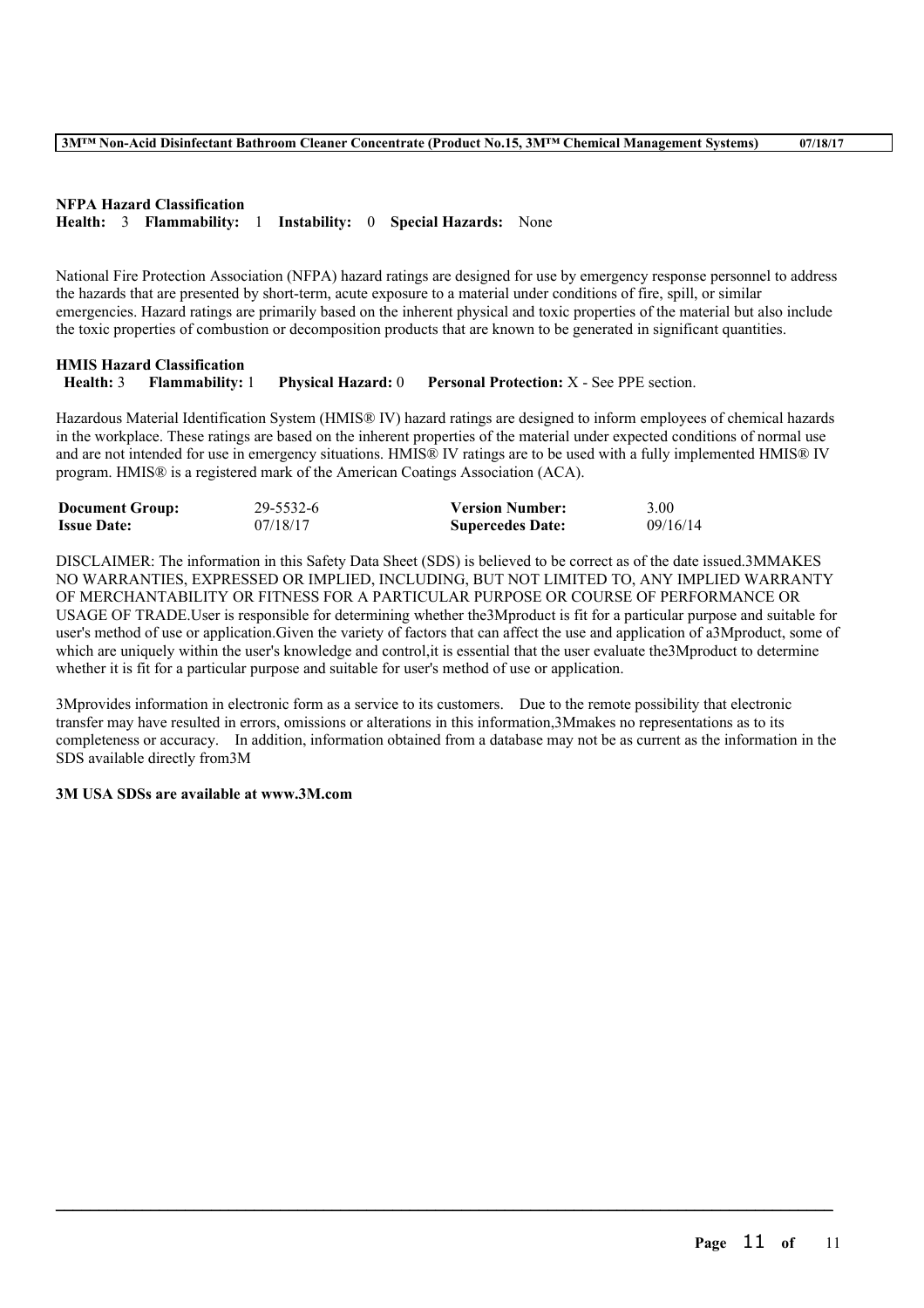**NFPA Hazard Classification**

**Health:** 3 **Flammability:** 1 **Instability:** 0 **Special Hazards:** None

National Fire Protection Association (NFPA) hazard ratings are designed for use by emergency response personnel to address the hazards that are presented by short-term, acute exposure to a material under conditions of fire, spill, or similar emergencies. Hazard ratings are primarily based on the inherent physical and toxic properties of the material but also include the toxic properties of combustion or decomposition products that are known to be generated in significant quantities.

**HMIS Hazard Classification**

**Health:** 3 **Flammability:** 1 **Physical Hazard:** 0 **Personal Protection:** X - See PPE section.

Hazardous Material Identification System (HMIS® IV) hazard ratings are designed to inform employees of chemical hazards in the workplace. These ratings are based on the inherent properties of the material under expected conditions of normal use and are not intended for use in emergency situations. HMIS® IV ratings are to be used with a fully implemented HMIS® IV program. HMIS® is a registered mark of the American Coatings Association (ACA).

| | | | |
|---|---|---|---|
| **Document Group:** | 29-5532-6 | **Version Number:** | 3.00 |
| **Issue Date:** | 07/18/17 | **Supercedes Date:** | 09/16/14 |

DISCLAIMER: The information in this Safety Data Sheet (SDS) is believed to be correct as of the date issued.3MMAKES NO WARRANTIES, EXPRESSED OR IMPLIED, INCLUDING, BUT NOT LIMITED TO, ANY IMPLIED WARRANTY OF MERCHANTABILITY OR FITNESS FOR A PARTICULAR PURPOSE OR COURSE OF PERFORMANCE OR USAGE OF TRADE.User is responsible for determining whether the3Mproduct is fit for a particular purpose and suitable for user's method of use or application.Given the variety of factors that can affect the use and application of a3Mproduct, some of which are uniquely within the user's knowledge and control,it is essential that the user evaluate the3Mproduct to determine whether it is fit for a particular purpose and suitable for user's method of use or application.

3Mprovides information in electronic form as a service to its customers. Due to the remote possibility that electronic transfer may have resulted in errors, omissions or alterations in this information,3Mmakes no representations as to its completeness or accuracy. In addition, information obtained from a database may not be as current as the information in the SDS available directly from3M

**3M USA SDSs are available at www.3M.com**